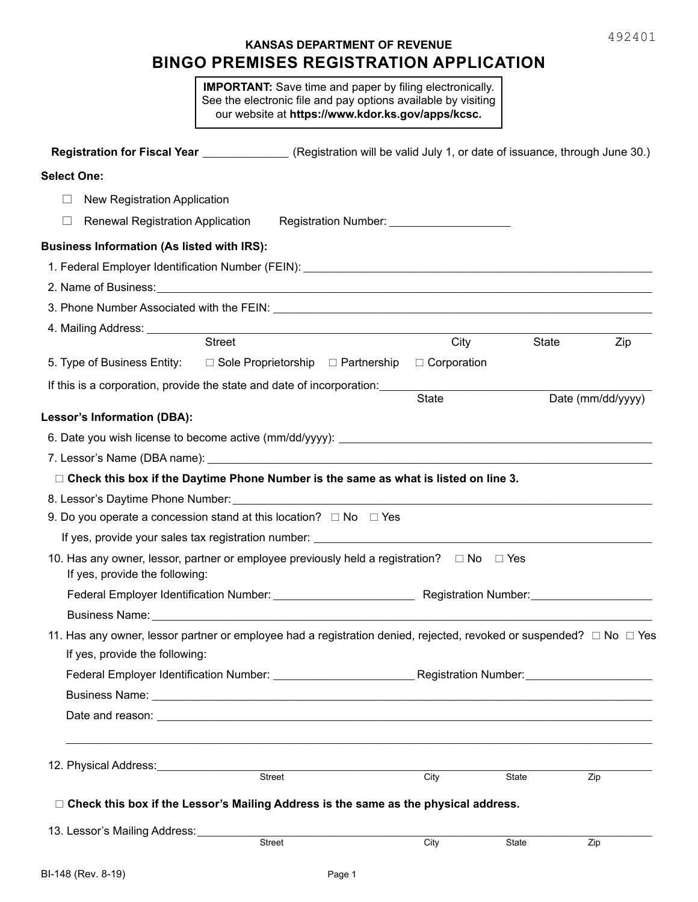492401

**KANSAS DEPARTMENT OF REVENUE**

# BINGO PREMISES REGISTRATION APPLICATION

**IMPORTANT:** Save time and paper by filing electronically. See the electronic file and pay options available by visiting our website at **https://www.kdor.ks.gov/apps/kcsc.**

**Registration for Fiscal Year** _____________ (Registration will be valid July 1, or date of issuance, through June 30.)

**Select One:**

☐ New Registration Application

☐ Renewal Registration Application Registration Number: ____________________

**Business Information (As listed with IRS):**

1. Federal Employer Identification Number (FEIN): ____________________
2. Name of Business: ____________________
3. Phone Number Associated with the FEIN: ____________________
4. Mailing Address: ____________________
   Street City State Zip
5. Type of Business Entity: ☐ Sole Proprietorship ☐ Partnership ☐ Corporation

If this is a corporation, provide the state and date of incorporation: ____________________
State Date (mm/dd/yyyy)

**Lessor's Information (DBA):**

6. Date you wish license to become active (mm/dd/yyyy): ____________________
7. Lessor's Name (DBA name): ____________________

☐ **Check this box if the Daytime Phone Number is the same as what is listed on line 3.**

8. Lessor's Daytime Phone Number: ____________________
9. Do you operate a concession stand at this location? ☐ No ☐ Yes

   If yes, provide your sales tax registration number: ____________________

10. Has any owner, lessor, partner or employee previously held a registration? ☐ No ☐ Yes
    If yes, provide the following:

    Federal Employer Identification Number: ____________________ Registration Number: ____________________

    Business Name: ____________________

11. Has any owner, lessor partner or employee had a registration denied, rejected, revoked or suspended? ☐ No ☐ Yes
    If yes, provide the following:

    Federal Employer Identification Number: ____________________ Registration Number: ____________________

    Business Name: ____________________

    Date and reason: ____________________

    ____________________

12. Physical Address: ____________________
    Street City State Zip

☐ **Check this box if the Lessor's Mailing Address is the same as the physical address.**

13. Lessor's Mailing Address: ____________________
    Street City State Zip

BI-148 (Rev. 8-19)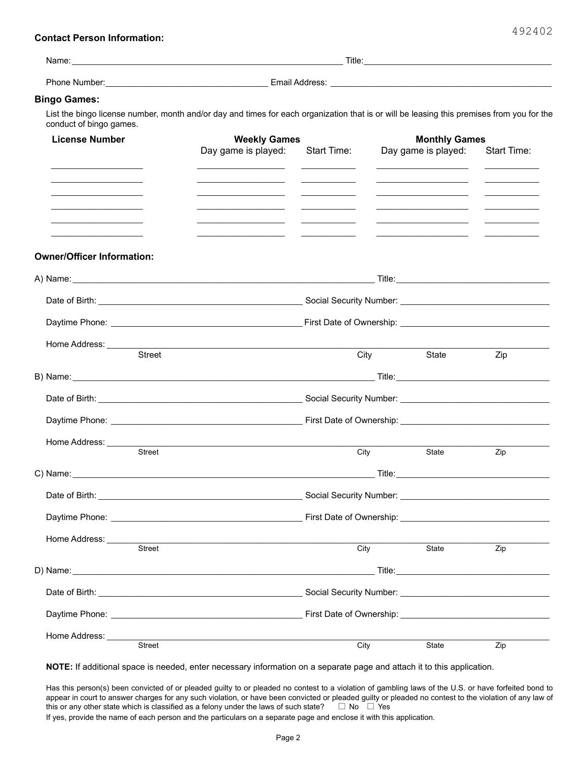492402

**Contact Person Information:**

Name: ______________________ Title: ______________________

Phone Number: ______________________ Email Address: ______________________

**Bingo Games:**

List the bingo license number, month and/or day and times for each organization that is or will be leasing this premises from you for the conduct of bingo games.

| License Number | Weekly Games | | Monthly Games | |
|---|---|---|---|---|
| | Day game is played: | Start Time: | Day game is played: | Start Time: |
| | | | | |
| | | | | |
| | | | | |
| | | | | |
| | | | | |
| | | | | |

**Owner/Officer Information:**

A) Name: ______________________ Title: ______________________

Date of Birth: ______________________ Social Security Number: ______________________

Daytime Phone: ______________________ First Date of Ownership: ______________________

Home Address: ______________________
Street City State Zip

B) Name: ______________________ Title: ______________________

Date of Birth: ______________________ Social Security Number: ______________________

Daytime Phone: ______________________ First Date of Ownership: ______________________

Home Address: ______________________
Street City State Zip

C) Name: ______________________ Title: ______________________

Date of Birth: ______________________ Social Security Number: ______________________

Daytime Phone: ______________________ First Date of Ownership: ______________________

Home Address: ______________________
Street City State Zip

D) Name: ______________________ Title: ______________________

Date of Birth: ______________________ Social Security Number: ______________________

Daytime Phone: ______________________ First Date of Ownership: ______________________

Home Address: ______________________
Street City State Zip

**NOTE:** If additional space is needed, enter necessary information on a separate page and attach it to this application.

Has this person(s) been convicted of or pleaded guilty to or pleaded no contest to a violation of gambling laws of the U.S. or have forfeited bond to appear in court to answer charges for any such violation, or have been convicted or pleaded guilty or pleaded no contest to the violation of any law of this or any other state which is classified as a felony under the laws of such state? ☐ No ☐ Yes

If yes, provide the name of each person and the particulars on a separate page and enclose it with this application.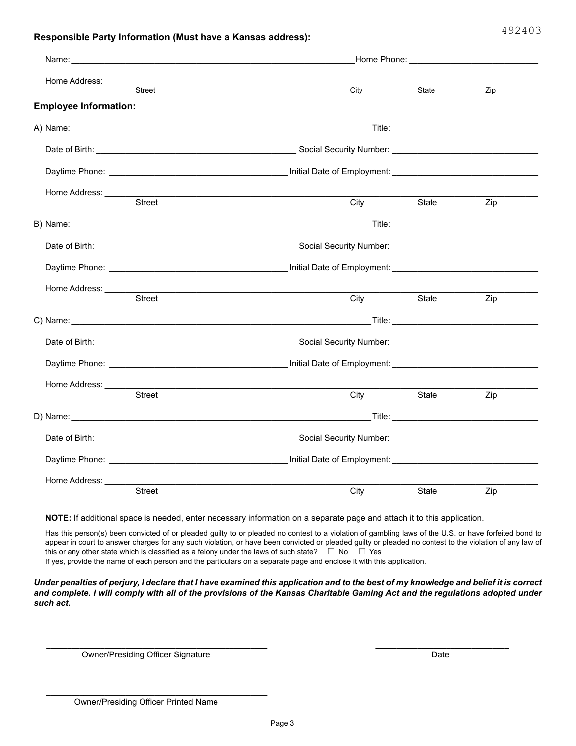492403

**Responsible Party Information (Must have a Kansas address):**

Name: ______________________________ Home Phone: ______________________________

Home Address: ______________________________________________________________
Street City State Zip

**Employee Information:**

A) Name: ______________________________ Title: ______________________________

Date of Birth: ______________________________ Social Security Number: ______________________________

Daytime Phone: ______________________________ Initial Date of Employment: ______________________________

Home Address: ______________________________________________________________
Street City State Zip

B) Name: ______________________________ Title: ______________________________

Date of Birth: ______________________________ Social Security Number: ______________________________

Daytime Phone: ______________________________ Initial Date of Employment: ______________________________

Home Address: ______________________________________________________________
Street City State Zip

C) Name: ______________________________ Title: ______________________________

Date of Birth: ______________________________ Social Security Number: ______________________________

Daytime Phone: ______________________________ Initial Date of Employment: ______________________________

Home Address: ______________________________________________________________
Street City State Zip

D) Name: ______________________________ Title: ______________________________

Date of Birth: ______________________________ Social Security Number: ______________________________

Daytime Phone: ______________________________ Initial Date of Employment: ______________________________

Home Address: ______________________________________________________________
Street City State Zip

**NOTE:** If additional space is needed, enter necessary information on a separate page and attach it to this application.

Has this person(s) been convicted of or pleaded guilty to or pleaded no contest to a violation of gambling laws of the U.S. or have forfeited bond to appear in court to answer charges for any such violation, or have been convicted or pleaded guilty or pleaded no contest to the violation of any law of this or any other state which is classified as a felony under the laws of such state? ☐ No ☐ Yes

If yes, provide the name of each person and the particulars on a separate page and enclose it with this application.

***Under penalties of perjury, I declare that I have examined this application and to the best of my knowledge and belief it is correct and complete. I will comply with all of the provisions of the Kansas Charitable Gaming Act and the regulations adopted under such act.***

______________________________ ______________________________
Owner/Presiding Officer Signature Date

______________________________
Owner/Presiding Officer Printed Name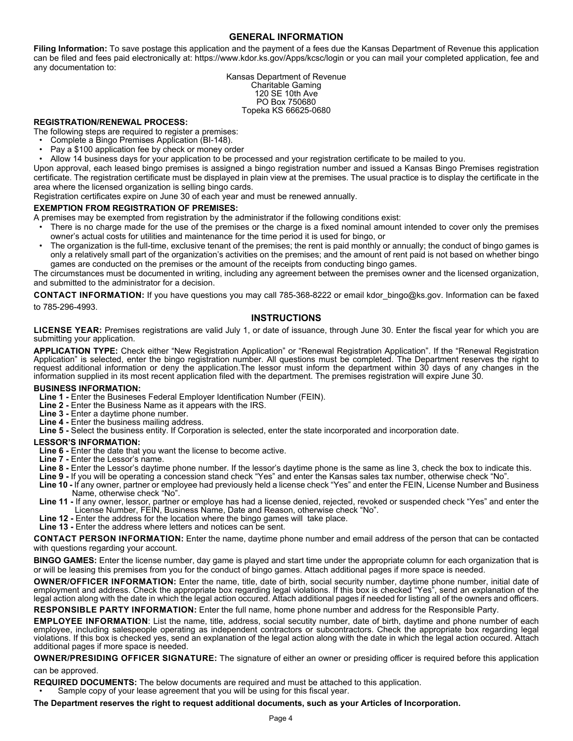## GENERAL INFORMATION

**Filing Information:** To save postage this application and the payment of a fees due the Kansas Department of Revenue this application can be filed and fees paid electronically at: https://www.kdor.ks.gov/Apps/kcsc/login or you can mail your completed application, fee and any documentation to:

Kansas Department of Revenue
Charitable Gaming
120 SE 10th Ave
PO Box 750680
Topeka KS 66625-0680

**REGISTRATION/RENEWAL PROCESS:**

The following steps are required to register a premises:

- Complete a Bingo Premises Application (BI-148).
- Pay a $100 application fee by check or money order
- Allow 14 business days for your application to be processed and your registration certificate to be mailed to you.

Upon approval, each leased bingo premises is assigned a bingo registration number and issued a Kansas Bingo Premises registration certificate. The registration certificate must be displayed in plain view at the premises. The usual practice is to display the certificate in the area where the licensed organization is selling bingo cards.

Registration certificates expire on June 30 of each year and must be renewed annually.

**EXEMPTION FROM REGISTRATION OF PREMISES:**

A premises may be exempted from registration by the administrator if the following conditions exist:

- There is no charge made for the use of the premises or the charge is a fixed nominal amount intended to cover only the premises owner's actual costs for utilities and maintenance for the time period it is used for bingo, or
- The organization is the full-time, exclusive tenant of the premises; the rent is paid monthly or annually; the conduct of bingo games is only a relatively small part of the organization's activities on the premises; and the amount of rent paid is not based on whether bingo games are conducted on the premises or the amount of the receipts from conducting bingo games.

The circumstances must be documented in writing, including any agreement between the premises owner and the licensed organization, and submitted to the administrator for a decision.

**CONTACT INFORMATION:** If you have questions you may call 785-368-8222 or email kdor_bingo@ks.gov. Information can be faxed to 785-296-4993.

## INSTRUCTIONS

**LICENSE YEAR:** Premises registrations are valid July 1, or date of issuance, through June 30. Enter the fiscal year for which you are submitting your application.

**APPLICATION TYPE:** Check either "New Registration Application" or "Renewal Registration Application". If the "Renewal Registration Application" is selected, enter the bingo registration number. All questions must be completed. The Department reserves the right to request additional information or deny the application.The lessor must inform the department within 30 days of any changes in the information supplied in its most recent application filed with the department. The premises registration will expire June 30.

**BUSINESS INFORMATION:**

**Line 1 -** Enter the Busineses Federal Employer Identification Number (FEIN).
**Line 2 -** Enter the Business Name as it appears with the IRS.
**Line 3 -** Enter a daytime phone number.
**Line 4 -** Enter the business mailing address.
**Line 5 -** Select the business entity. If Corporation is selected, enter the state incorporated and incorporation date.

**LESSOR'S INFORMATION:**

**Line 6 -** Enter the date that you want the license to become active.
**Line 7 -** Enter the Lessor's name.
**Line 8 -** Enter the Lessor's daytime phone number. If the lessor's daytime phone is the same as line 3, check the box to indicate this.
**Line 9 -** If you will be operating a concession stand check "Yes" and enter the Kansas sales tax number, otherwise check "No".
**Line 10 -** If any owner, partner or employee had previously held a license check "Yes" and enter the FEIN, License Number and Business Name, otherwise check "No".
**Line 11 -** If any owner, lessor, partner or employe has had a license denied, rejected, revoked or suspended check "Yes" and enter the License Number, FEIN, Business Name, Date and Reason, otherwise check "No".
**Line 12 -** Enter the address for the location where the bingo games will take place.
**Line 13 -** Enter the address where letters and notices can be sent.

**CONTACT PERSON INFORMATION:** Enter the name, daytime phone number and email address of the person that can be contacted with questions regarding your account.

**BINGO GAMES:** Enter the license number, day game is played and start time under the appropriate column for each organization that is or will be leasing this premises from you for the conduct of bingo games. Attach additional pages if more space is needed.

**OWNER/OFFICER INFORMATION:** Enter the name, title, date of birth, social security number, daytime phone number, initial date of employment and address. Check the appropriate box regarding legal violations. If this box is checked "Yes", send an explanation of the legal action along with the date in which the legal action occured. Attach additional pages if needed for listing all of the owners and officers.

**RESPONSIBLE PARTY INFORMATION:** Enter the full name, home phone number and address for the Responsible Party.

**EMPLOYEE INFORMATION**: List the name, title, address, social secutity number, date of birth, daytime and phone number of each employee, including salespeople operating as independent contractors or subcontractors. Check the appropriate box regarding legal violations. If this box is checked yes, send an explanation of the legal action along with the date in which the legal action occured. Attach additional pages if more space is needed.

**OWNER/PRESIDING OFFICER SIGNATURE:** The signature of either an owner or presiding officer is required before this application can be approved.

**REQUIRED DOCUMENTS:** The below documents are required and must be attached to this application.

- Sample copy of your lease agreement that you will be using for this fiscal year.

**The Department reserves the right to request additional documents, such as your Articles of Incorporation.**